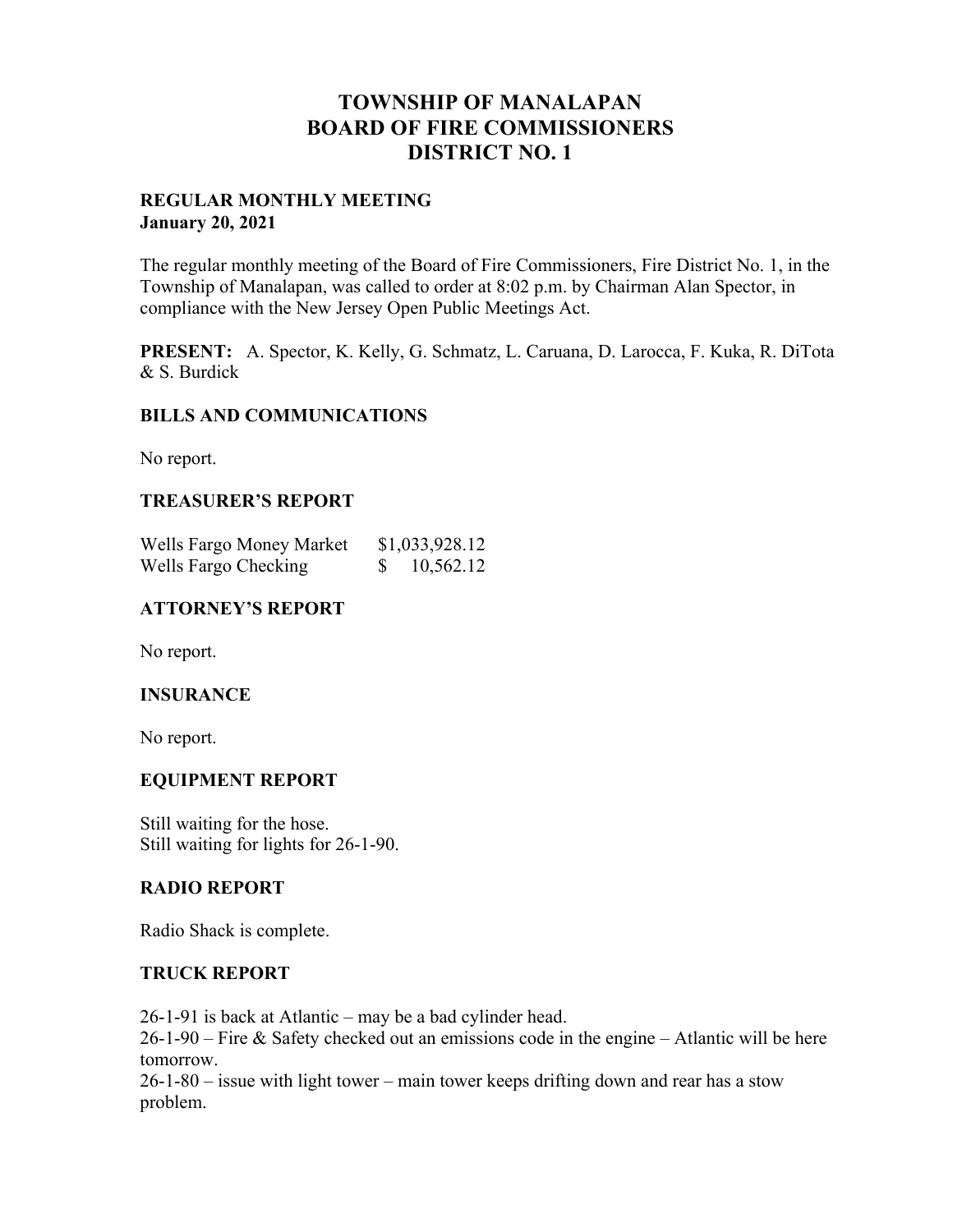# TOWNSHIP OF MANALAPAN
# BOARD OF FIRE COMMISSIONERS
# DISTRICT NO. 1

**REGULAR MONTHLY MEETING**
**January 20, 2021**

The regular monthly meeting of the Board of Fire Commissioners, Fire District No. 1, in the Township of Manalapan, was called to order at 8:02 p.m. by Chairman Alan Spector, in compliance with the New Jersey Open Public Meetings Act.

**PRESENT:** A. Spector, K. Kelly, G. Schmatz, L. Caruana, D. Larocca, F. Kuka, R. DiTota & S. Burdick

## BILLS AND COMMUNICATIONS

No report.

## TREASURER'S REPORT

| | |
|---|---|
| Wells Fargo Money Market | $1,033,928.12 |
| Wells Fargo Checking | $ 10,562.12 |

## ATTORNEY'S REPORT

No report.

## INSURANCE

No report.

## EQUIPMENT REPORT

Still waiting for the hose.
Still waiting for lights for 26-1-90.

## RADIO REPORT

Radio Shack is complete.

## TRUCK REPORT

26-1-91 is back at Atlantic – may be a bad cylinder head.
26-1-90 – Fire & Safety checked out an emissions code in the engine – Atlantic will be here tomorrow.
26-1-80 – issue with light tower – main tower keeps drifting down and rear has a stow problem.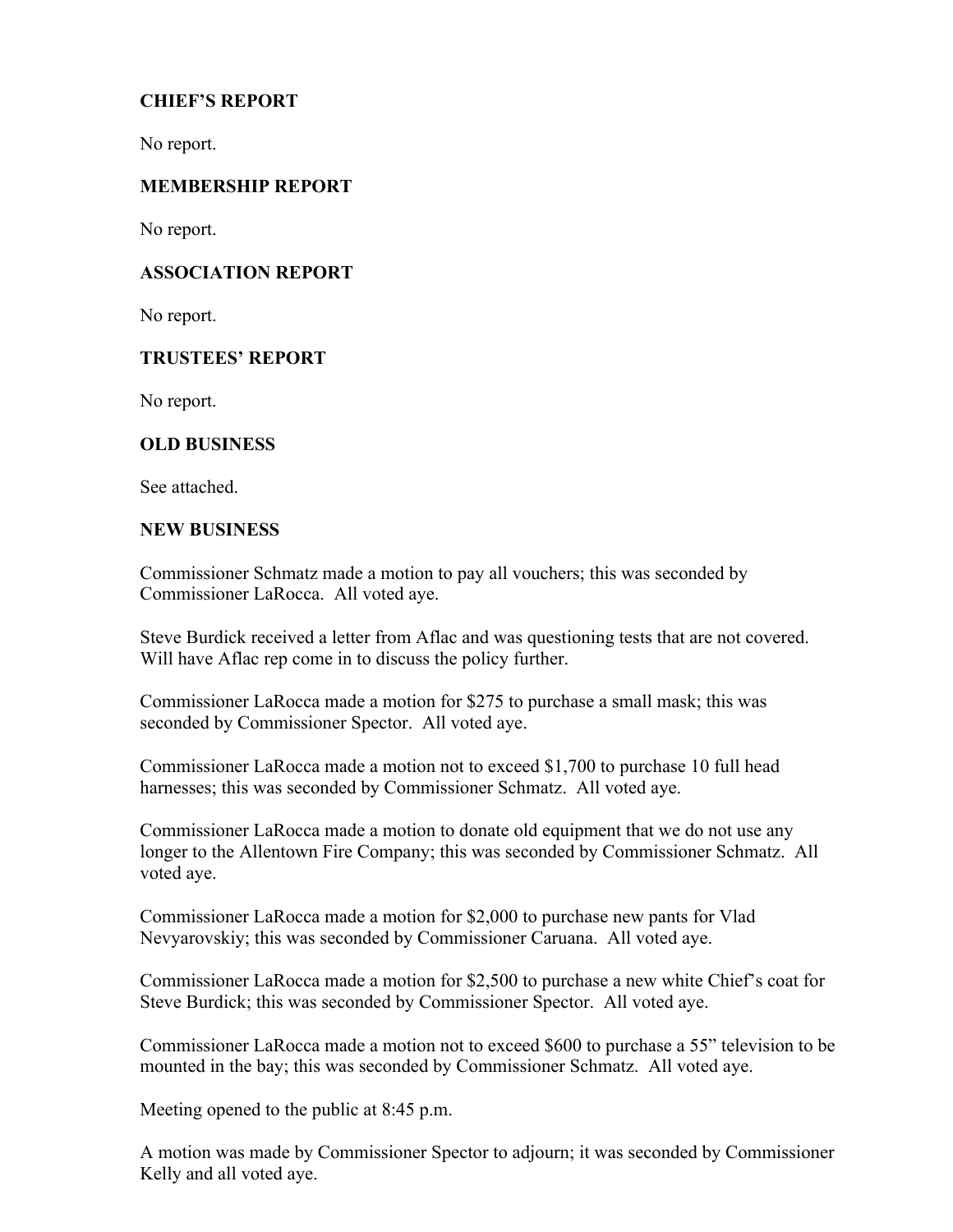**CHIEF'S REPORT**

No report.

**MEMBERSHIP REPORT**

No report.

**ASSOCIATION REPORT**

No report.

**TRUSTEES' REPORT**

No report.

**OLD BUSINESS**

See attached.

**NEW BUSINESS**

Commissioner Schmatz made a motion to pay all vouchers; this was seconded by Commissioner LaRocca. All voted aye.

Steve Burdick received a letter from Aflac and was questioning tests that are not covered. Will have Aflac rep come in to discuss the policy further.

Commissioner LaRocca made a motion for $275 to purchase a small mask; this was seconded by Commissioner Spector. All voted aye.

Commissioner LaRocca made a motion not to exceed $1,700 to purchase 10 full head harnesses; this was seconded by Commissioner Schmatz. All voted aye.

Commissioner LaRocca made a motion to donate old equipment that we do not use any longer to the Allentown Fire Company; this was seconded by Commissioner Schmatz. All voted aye.

Commissioner LaRocca made a motion for $2,000 to purchase new pants for Vlad Nevyarovskiy; this was seconded by Commissioner Caruana. All voted aye.

Commissioner LaRocca made a motion for $2,500 to purchase a new white Chief's coat for Steve Burdick; this was seconded by Commissioner Spector. All voted aye.

Commissioner LaRocca made a motion not to exceed $600 to purchase a 55" television to be mounted in the bay; this was seconded by Commissioner Schmatz. All voted aye.

Meeting opened to the public at 8:45 p.m.

A motion was made by Commissioner Spector to adjourn; it was seconded by Commissioner Kelly and all voted aye.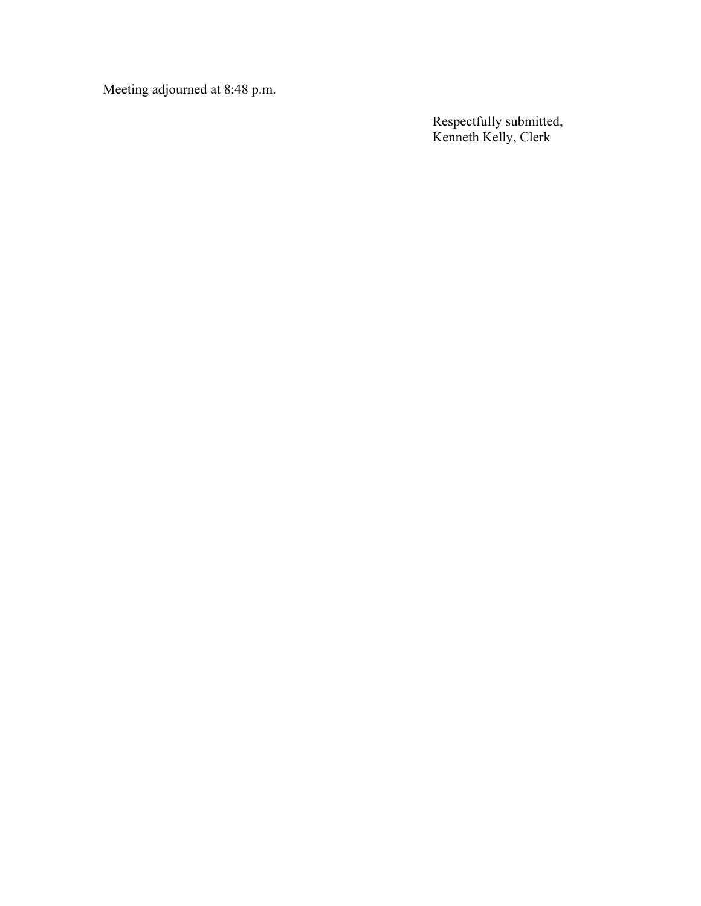Meeting adjourned at 8:48 p.m.

Respectfully submitted,
Kenneth Kelly, Clerk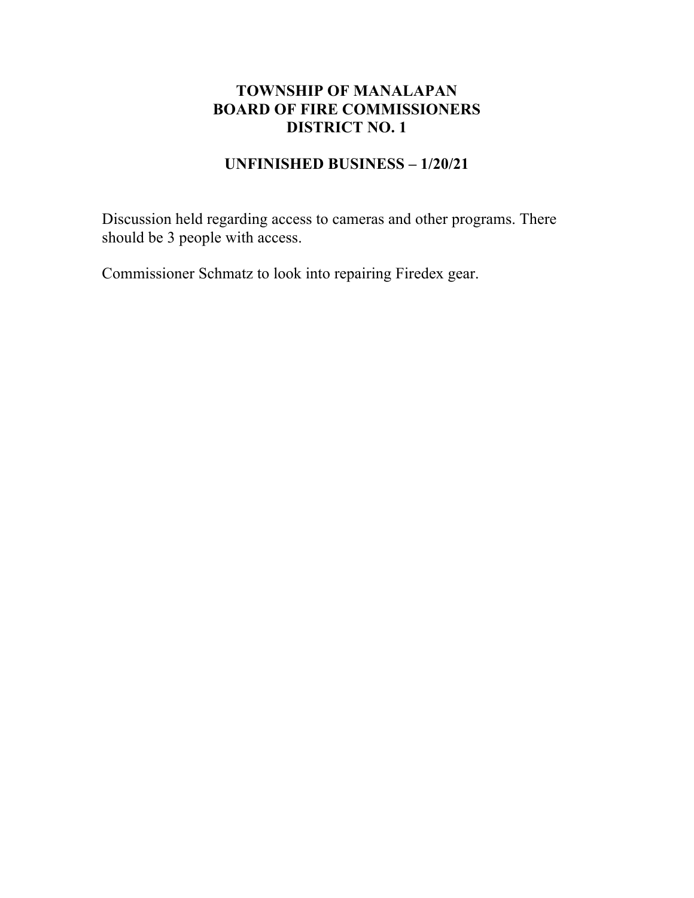# TOWNSHIP OF MANALAPAN
# BOARD OF FIRE COMMISSIONERS
# DISTRICT NO. 1

## UNFINISHED BUSINESS – 1/20/21

Discussion held regarding access to cameras and other programs. There should be 3 people with access.

Commissioner Schmatz to look into repairing Firedex gear.